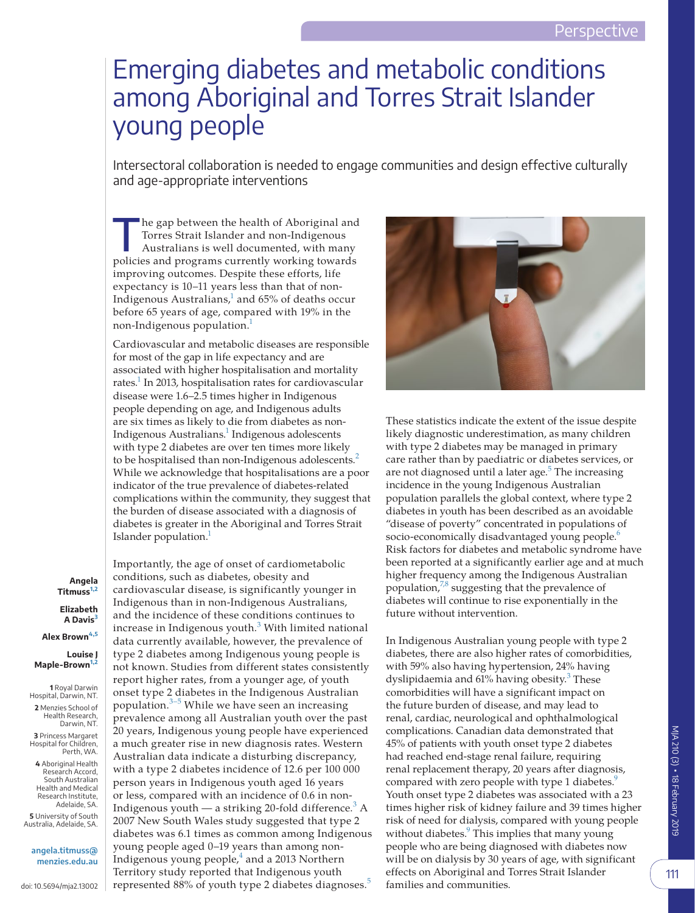Perspective

# Emerging diabetes and metabolic conditions among Aboriginal and Torres Strait Islander young people

Intersectoral collaboration is needed to engage communities and design effective culturally and age-appropriate interventions

**Angela Titmuss**[1,2]

**Elizabeth A Davis**[3]

**Alex Brown**[4,5]

**Louise J Maple-Brown**[1,2]

**1** Royal Darwin Hospital, Darwin, NT.
**2** Menzies School of Health Research, Darwin, NT.
**3** Princess Margaret Hospital for Children, Perth, WA.
**4** Aboriginal Health Research Accord, South Australian Health and Medical Research Institute, Adelaide, SA.
**5** University of South Australia, Adelaide, SA.

**angela.titmuss@menzies.edu.au**

doi: 10.5694/mja2.13002

The gap between the health of Aboriginal and Torres Strait Islander and non-Indigenous Australians is well documented, with many policies and programs currently working towards improving outcomes. Despite these efforts, life expectancy is 10–11 years less than that of non-Indigenous Australians,[1] and 65% of deaths occur before 65 years of age, compared with 19% in the non-Indigenous population.[1]

Cardiovascular and metabolic diseases are responsible for most of the gap in life expectancy and are associated with higher hospitalisation and mortality rates.[1] In 2013, hospitalisation rates for cardiovascular disease were 1.6–2.5 times higher in Indigenous people depending on age, and Indigenous adults are six times as likely to die from diabetes as non-Indigenous Australians.[1] Indigenous adolescents with type 2 diabetes are over ten times more likely to be hospitalised than non-Indigenous adolescents.[2] While we acknowledge that hospitalisations are a poor indicator of the true prevalence of diabetes-related complications within the community, they suggest that the burden of disease associated with a diagnosis of diabetes is greater in the Aboriginal and Torres Strait Islander population.[1]

Importantly, the age of onset of cardiometabolic conditions, such as diabetes, obesity and cardiovascular disease, is significantly younger in Indigenous than in non-Indigenous Australians, and the incidence of these conditions continues to increase in Indigenous youth.[3] With limited national data currently available, however, the prevalence of type 2 diabetes among Indigenous young people is not known. Studies from different states consistently report higher rates, from a younger age, of youth onset type 2 diabetes in the Indigenous Australian population.[3–5] While we have seen an increasing prevalence among all Australian youth over the past 20 years, Indigenous young people have experienced a much greater rise in new diagnosis rates. Western Australian data indicate a disturbing discrepancy, with a type 2 diabetes incidence of 12.6 per 100 000 person years in Indigenous youth aged 16 years or less, compared with an incidence of 0.6 in non-Indigenous youth — a striking 20-fold difference.[3] A 2007 New South Wales study suggested that type 2 diabetes was 6.1 times as common among Indigenous young people aged 0–19 years than among non-Indigenous young people,[4] and a 2013 Northern Territory study reported that Indigenous youth represented 88% of youth type 2 diabetes diagnoses.[5]

These statistics indicate the extent of the issue despite likely diagnostic underestimation, as many children with type 2 diabetes may be managed in primary care rather than by paediatric or diabetes services, or are not diagnosed until a later age.[5] The increasing incidence in the young Indigenous Australian population parallels the global context, where type 2 diabetes in youth has been described as an avoidable "disease of poverty" concentrated in populations of socio-economically disadvantaged young people.[6] Risk factors for diabetes and metabolic syndrome have been reported at a significantly earlier age and at much higher frequency among the Indigenous Australian population,[7,8] suggesting that the prevalence of diabetes will continue to rise exponentially in the future without intervention.

In Indigenous Australian young people with type 2 diabetes, there are also higher rates of comorbidities, with 59% also having hypertension, 24% having dyslipidaemia and 61% having obesity.[3] These comorbidities will have a significant impact on the future burden of disease, and may lead to renal, cardiac, neurological and ophthalmological complications. Canadian data demonstrated that 45% of patients with youth onset type 2 diabetes had reached end-stage renal failure, requiring renal replacement therapy, 20 years after diagnosis, compared with zero people with type 1 diabetes.[9] Youth onset type 2 diabetes was associated with a 23 times higher risk of kidney failure and 39 times higher risk of need for dialysis, compared with young people without diabetes.[9] This implies that many young people who are being diagnosed with diabetes now will be on dialysis by 30 years of age, with significant effects on Aboriginal and Torres Strait Islander families and communities.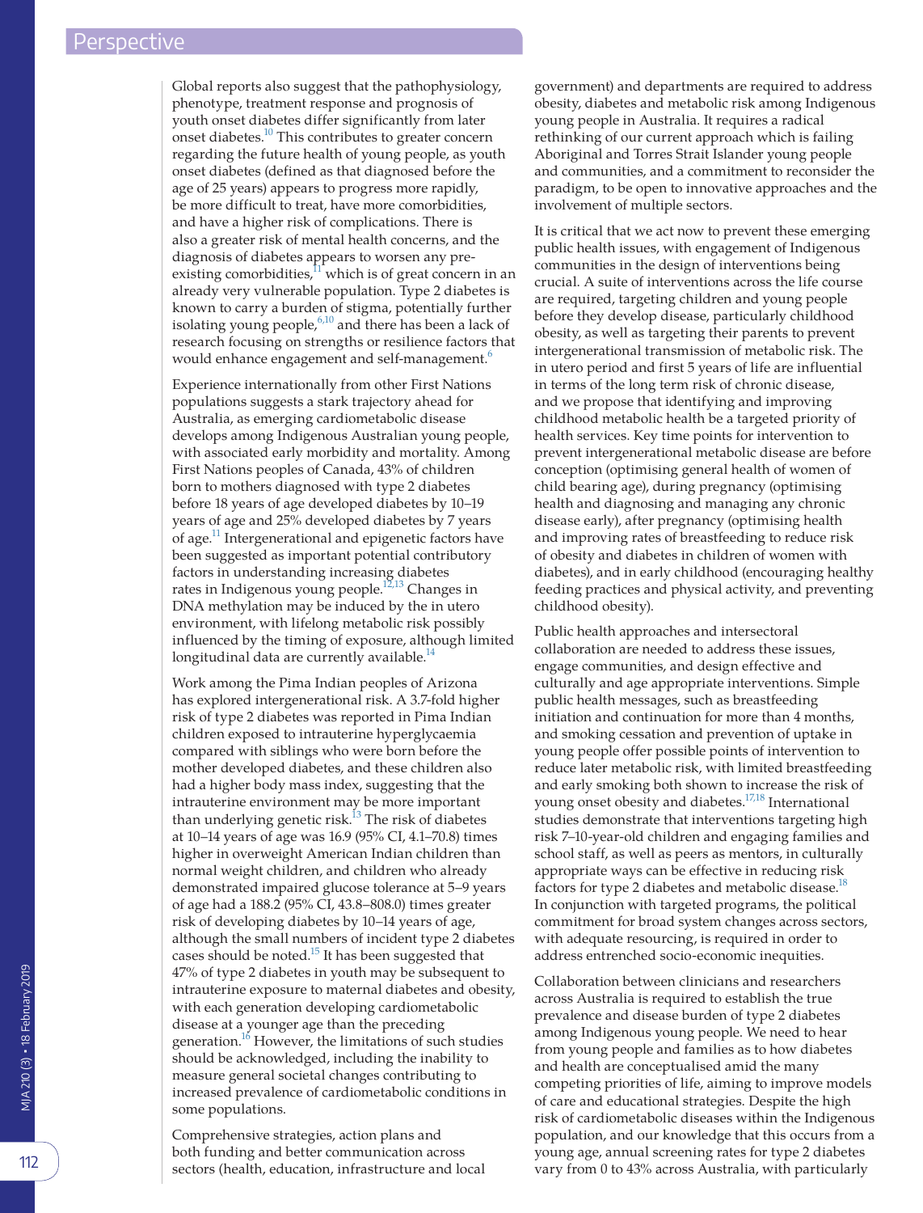Global reports also suggest that the pathophysiology, phenotype, treatment response and prognosis of youth onset diabetes differ significantly from later onset diabetes.[10] This contributes to greater concern regarding the future health of young people, as youth onset diabetes (defined as that diagnosed before the age of 25 years) appears to progress more rapidly, be more difficult to treat, have more comorbidities, and have a higher risk of complications. There is also a greater risk of mental health concerns, and the diagnosis of diabetes appears to worsen any pre-existing comorbidities,[11] which is of great concern in an already very vulnerable population. Type 2 diabetes is known to carry a burden of stigma, potentially further isolating young people,[6,10] and there has been a lack of research focusing on strengths or resilience factors that would enhance engagement and self-management.[6]

Experience internationally from other First Nations populations suggests a stark trajectory ahead for Australia, as emerging cardiometabolic disease develops among Indigenous Australian young people, with associated early morbidity and mortality. Among First Nations peoples of Canada, 43% of children born to mothers diagnosed with type 2 diabetes before 18 years of age developed diabetes by 10–19 years of age and 25% developed diabetes by 7 years of age.[11] Intergenerational and epigenetic factors have been suggested as important potential contributory factors in understanding increasing diabetes rates in Indigenous young people.[12,13] Changes in DNA methylation may be induced by the in utero environment, with lifelong metabolic risk possibly influenced by the timing of exposure, although limited longitudinal data are currently available.[14]

Work among the Pima Indian peoples of Arizona has explored intergenerational risk. A 3.7-fold higher risk of type 2 diabetes was reported in Pima Indian children exposed to intrauterine hyperglycaemia compared with siblings who were born before the mother developed diabetes, and these children also had a higher body mass index, suggesting that the intrauterine environment may be more important than underlying genetic risk.[13] The risk of diabetes at 10–14 years of age was 16.9 (95% CI, 4.1–70.8) times higher in overweight American Indian children than normal weight children, and children who already demonstrated impaired glucose tolerance at 5–9 years of age had a 188.2 (95% CI, 43.8–808.0) times greater risk of developing diabetes by 10–14 years of age, although the small numbers of incident type 2 diabetes cases should be noted.[15] It has been suggested that 47% of type 2 diabetes in youth may be subsequent to intrauterine exposure to maternal diabetes and obesity, with each generation developing cardiometabolic disease at a younger age than the preceding generation.[16] However, the limitations of such studies should be acknowledged, including the inability to measure general societal changes contributing to increased prevalence of cardiometabolic conditions in some populations.

Comprehensive strategies, action plans and both funding and better communication across sectors (health, education, infrastructure and local government) and departments are required to address obesity, diabetes and metabolic risk among Indigenous young people in Australia. It requires a radical rethinking of our current approach which is failing Aboriginal and Torres Strait Islander young people and communities, and a commitment to reconsider the paradigm, to be open to innovative approaches and the involvement of multiple sectors.

It is critical that we act now to prevent these emerging public health issues, with engagement of Indigenous communities in the design of interventions being crucial. A suite of interventions across the life course are required, targeting children and young people before they develop disease, particularly childhood obesity, as well as targeting their parents to prevent intergenerational transmission of metabolic risk. The in utero period and first 5 years of life are influential in terms of the long term risk of chronic disease, and we propose that identifying and improving childhood metabolic health be a targeted priority of health services. Key time points for intervention to prevent intergenerational metabolic disease are before conception (optimising general health of women of child bearing age), during pregnancy (optimising health and diagnosing and managing any chronic disease early), after pregnancy (optimising health and improving rates of breastfeeding to reduce risk of obesity and diabetes in children of women with diabetes), and in early childhood (encouraging healthy feeding practices and physical activity, and preventing childhood obesity).

Public health approaches and intersectoral collaboration are needed to address these issues, engage communities, and design effective and culturally and age appropriate interventions. Simple public health messages, such as breastfeeding initiation and continuation for more than 4 months, and smoking cessation and prevention of uptake in young people offer possible points of intervention to reduce later metabolic risk, with limited breastfeeding and early smoking both shown to increase the risk of young onset obesity and diabetes.[17,18] International studies demonstrate that interventions targeting high risk 7–10-year-old children and engaging families and school staff, as well as peers as mentors, in culturally appropriate ways can be effective in reducing risk factors for type 2 diabetes and metabolic disease.[18] In conjunction with targeted programs, the political commitment for broad system changes across sectors, with adequate resourcing, is required in order to address entrenched socio-economic inequities.

Collaboration between clinicians and researchers across Australia is required to establish the true prevalence and disease burden of type 2 diabetes among Indigenous young people. We need to hear from young people and families as to how diabetes and health are conceptualised amid the many competing priorities of life, aiming to improve models of care and educational strategies. Despite the high risk of cardiometabolic diseases within the Indigenous population, and our knowledge that this occurs from a young age, annual screening rates for type 2 diabetes vary from 0 to 43% across Australia, with particularly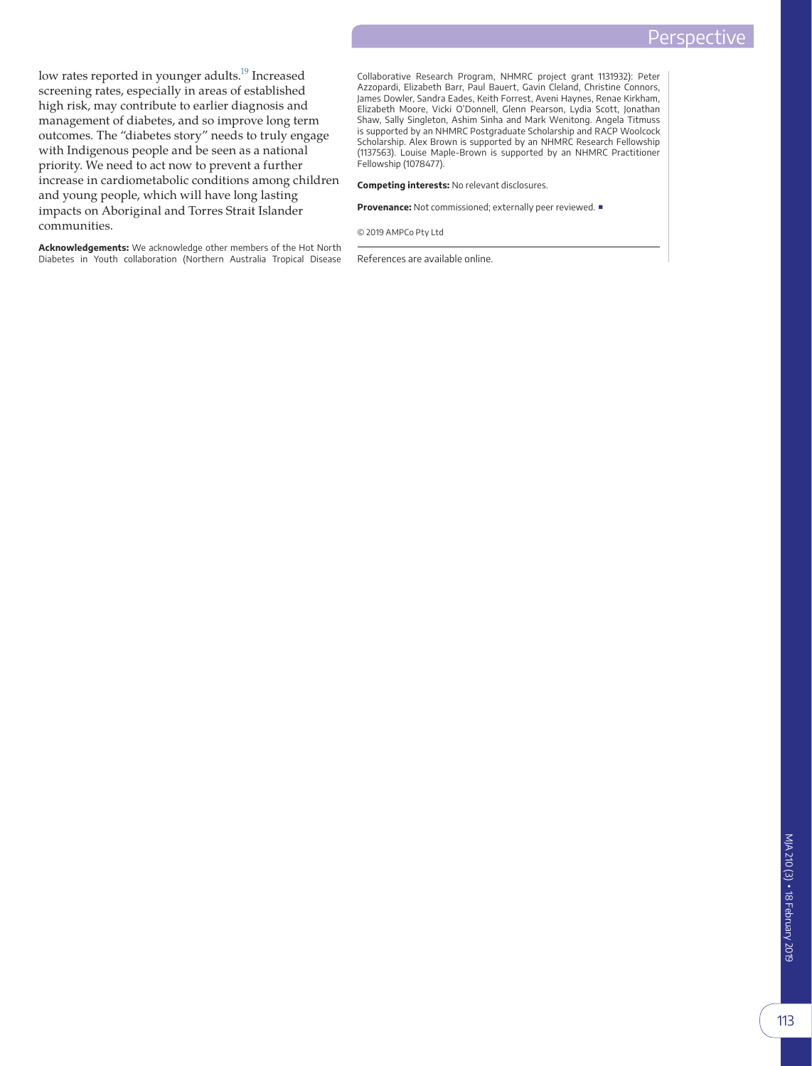low rates reported in younger adults.[19] Increased screening rates, especially in areas of established high risk, may contribute to earlier diagnosis and management of diabetes, and so improve long term outcomes. The "diabetes story" needs to truly engage with Indigenous people and be seen as a national priority. We need to act now to prevent a further increase in cardiometabolic conditions among children and young people, which will have long lasting impacts on Aboriginal and Torres Strait Islander communities.

**Acknowledgements:** We acknowledge other members of the Hot North Diabetes in Youth collaboration (Northern Australia Tropical Disease Collaborative Research Program, NHMRC project grant 1131932): Peter Azzopardi, Elizabeth Barr, Paul Bauert, Gavin Cleland, Christine Connors, James Dowler, Sandra Eades, Keith Forrest, Aveni Haynes, Renae Kirkham, Elizabeth Moore, Vicki O'Donnell, Glenn Pearson, Lydia Scott, Jonathan Shaw, Sally Singleton, Ashim Sinha and Mark Wenitong. Angela Titmuss is supported by an NHMRC Postgraduate Scholarship and RACP Woolcock Scholarship. Alex Brown is supported by an NHMRC Research Fellowship (1137563). Louise Maple-Brown is supported by an NHMRC Practitioner Fellowship (1078477).

**Competing interests:** No relevant disclosures.

**Provenance:** Not commissioned; externally peer reviewed. ■

© 2019 AMPCo Pty Ltd

References are available online.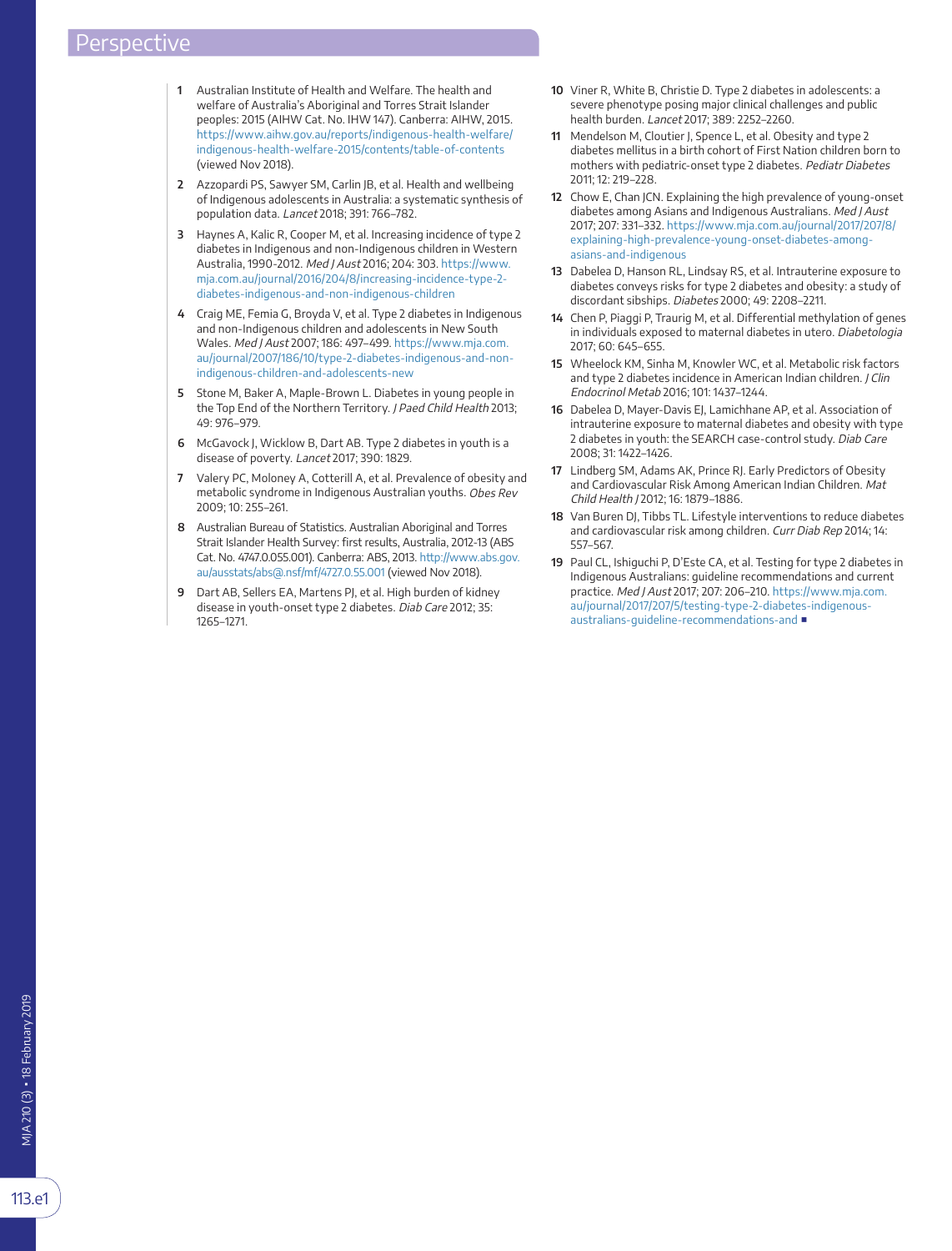1 Australian Institute of Health and Welfare. The health and welfare of Australia's Aboriginal and Torres Strait Islander peoples: 2015 (AIHW Cat. No. IHW 147). Canberra: AIHW, 2015. https://www.aihw.gov.au/reports/indigenous-health-welfare/indigenous-health-welfare-2015/contents/table-of-contents (viewed Nov 2018).

2 Azzopardi PS, Sawyer SM, Carlin JB, et al. Health and wellbeing of Indigenous adolescents in Australia: a systematic synthesis of population data. *Lancet* 2018; 391: 766–782.

3 Haynes A, Kalic R, Cooper M, et al. Increasing incidence of type 2 diabetes in Indigenous and non-Indigenous children in Western Australia, 1990-2012. *Med J Aust* 2016; 204: 303. https://www.mja.com.au/journal/2016/204/8/increasing-incidence-type-2-diabetes-indigenous-and-non-indigenous-children

4 Craig ME, Femia G, Broyda V, et al. Type 2 diabetes in Indigenous and non-Indigenous children and adolescents in New South Wales. *Med J Aust* 2007; 186: 497–499. https://www.mja.com.au/journal/2007/186/10/type-2-diabetes-indigenous-and-non-indigenous-children-and-adolescents-new

5 Stone M, Baker A, Maple-Brown L. Diabetes in young people in the Top End of the Northern Territory. *J Paed Child Health* 2013; 49: 976–979.

6 McGavock J, Wicklow B, Dart AB. Type 2 diabetes in youth is a disease of poverty. *Lancet* 2017; 390: 1829.

7 Valery PC, Moloney A, Cotterill A, et al. Prevalence of obesity and metabolic syndrome in Indigenous Australian youths. *Obes Rev* 2009; 10: 255–261.

8 Australian Bureau of Statistics. Australian Aboriginal and Torres Strait Islander Health Survey: first results, Australia, 2012-13 (ABS Cat. No. 4747.0.055.001). Canberra: ABS, 2013. http://www.abs.gov.au/ausstats/abs@.nsf/mf/4727.0.55.001 (viewed Nov 2018).

9 Dart AB, Sellers EA, Martens PJ, et al. High burden of kidney disease in youth-onset type 2 diabetes. *Diab Care* 2012; 35: 1265–1271.

10 Viner R, White B, Christie D. Type 2 diabetes in adolescents: a severe phenotype posing major clinical challenges and public health burden. *Lancet* 2017; 389: 2252–2260.

11 Mendelson M, Cloutier J, Spence L, et al. Obesity and type 2 diabetes mellitus in a birth cohort of First Nation children born to mothers with pediatric-onset type 2 diabetes. *Pediatr Diabetes* 2011; 12: 219–228.

12 Chow E, Chan JCN. Explaining the high prevalence of young-onset diabetes among Asians and Indigenous Australians. *Med J Aust* 2017; 207: 331–332. https://www.mja.com.au/journal/2017/207/8/explaining-high-prevalence-young-onset-diabetes-among-asians-and-indigenous

13 Dabelea D, Hanson RL, Lindsay RS, et al. Intrauterine exposure to diabetes conveys risks for type 2 diabetes and obesity: a study of discordant sibships. *Diabetes* 2000; 49: 2208–2211.

14 Chen P, Piaggi P, Traurig M, et al. Differential methylation of genes in individuals exposed to maternal diabetes in utero. *Diabetologia* 2017; 60: 645–655.

15 Wheelock KM, Sinha M, Knowler WC, et al. Metabolic risk factors and type 2 diabetes incidence in American Indian children. *J Clin Endocrinol Metab* 2016; 101: 1437–1244.

16 Dabelea D, Mayer-Davis EJ, Lamichhane AP, et al. Association of intrauterine exposure to maternal diabetes and obesity with type 2 diabetes in youth: the SEARCH case-control study. *Diab Care* 2008; 31: 1422–1426.

17 Lindberg SM, Adams AK, Prince RJ. Early Predictors of Obesity and Cardiovascular Risk Among American Indian Children. *Mat Child Health J* 2012; 16: 1879–1886.

18 Van Buren DJ, Tibbs TL. Lifestyle interventions to reduce diabetes and cardiovascular risk among children. *Curr Diab Rep* 2014; 14: 557–567.

19 Paul CL, Ishiguchi P, D'Este CA, et al. Testing for type 2 diabetes in Indigenous Australians: guideline recommendations and current practice. *Med J Aust* 2017; 207: 206–210. https://www.mja.com.au/journal/2017/207/5/testing-type-2-diabetes-indigenous-australians-guideline-recommendations-and ■